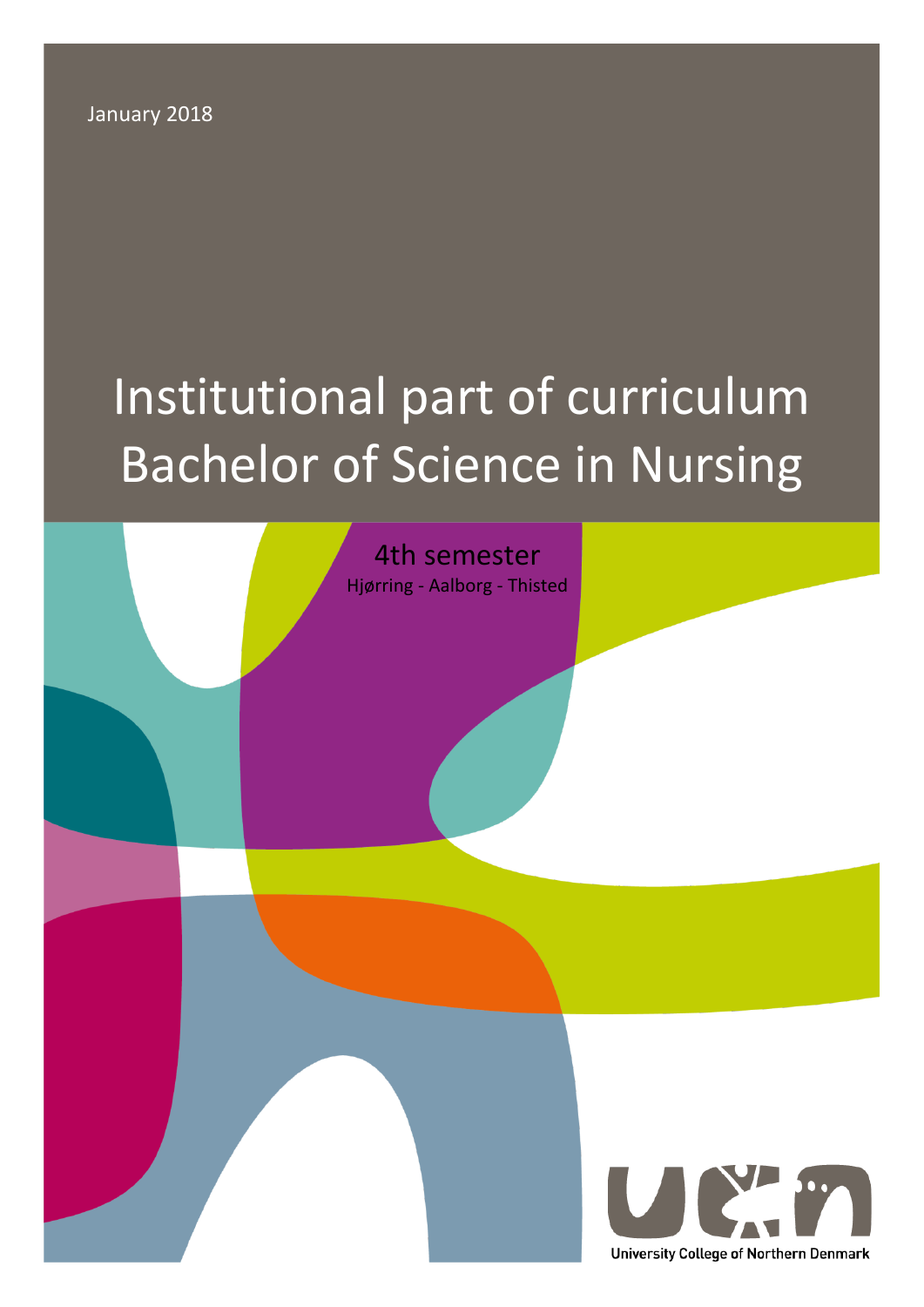January 2018

# Institutional part of curriculum Bachelor of Science in Nursing

## 4th semester

Hjørring - Aalborg - Thisted

University College of Northern Denmark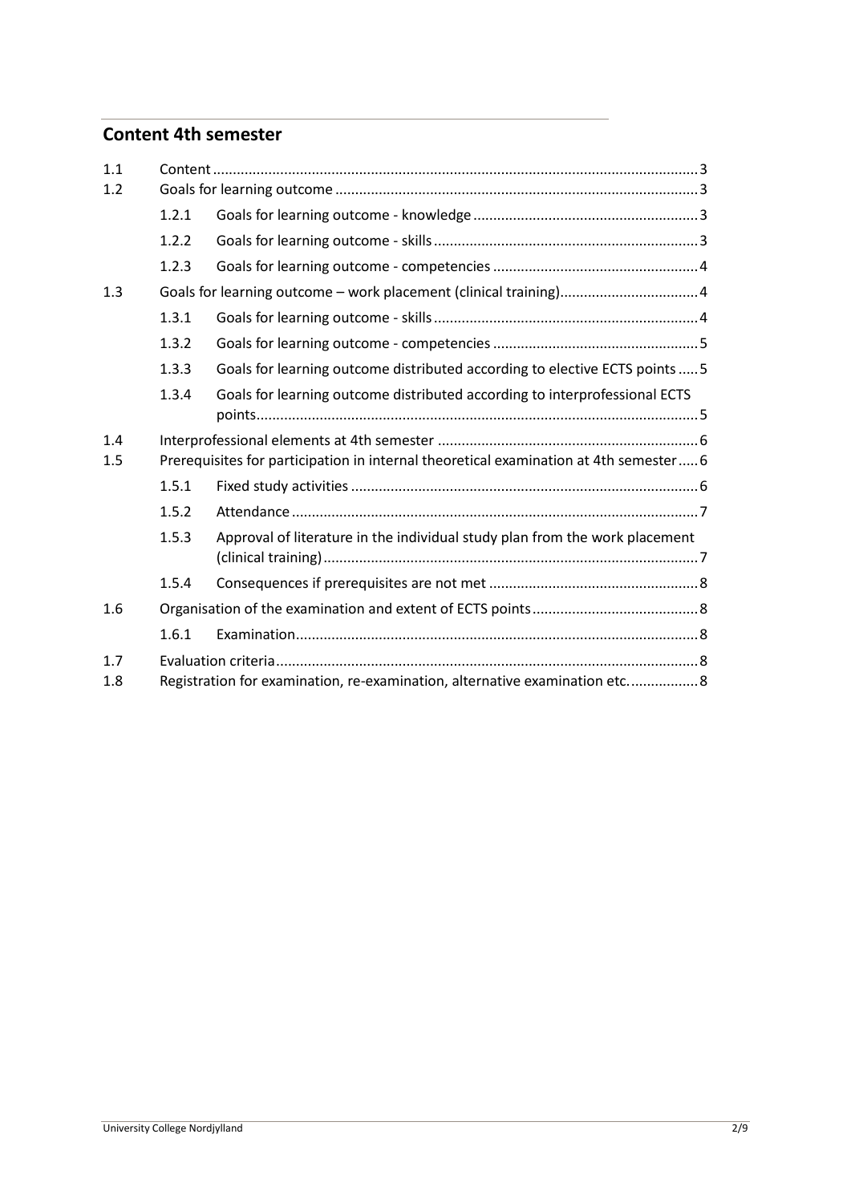## Content 4th semester

| | | | |
|---|---|---|---|
| 1.1 | Content | | 3 |
| 1.2 | Goals for learning outcome | | 3 |
| | 1.2.1 | Goals for learning outcome - knowledge | 3 |
| | 1.2.2 | Goals for learning outcome - skills | 3 |
| | 1.2.3 | Goals for learning outcome - competencies | 4 |
| 1.3 | Goals for learning outcome – work placement (clinical training) | | 4 |
| | 1.3.1 | Goals for learning outcome - skills | 4 |
| | 1.3.2 | Goals for learning outcome - competencies | 5 |
| | 1.3.3 | Goals for learning outcome distributed according to elective ECTS points | 5 |
| | 1.3.4 | Goals for learning outcome distributed according to interprofessional ECTS points | 5 |
| 1.4 | Interprofessional elements at 4th semester | | 6 |
| 1.5 | Prerequisites for participation in internal theoretical examination at 4th semester | | 6 |
| | 1.5.1 | Fixed study activities | 6 |
| | 1.5.2 | Attendance | 7 |
| | 1.5.3 | Approval of literature in the individual study plan from the work placement (clinical training) | 7 |
| | 1.5.4 | Consequences if prerequisites are not met | 8 |
| 1.6 | Organisation of the examination and extent of ECTS points | | 8 |
| | 1.6.1 | Examination | 8 |
| 1.7 | Evaluation criteria | | 8 |
| 1.8 | Registration for examination, re-examination, alternative examination etc. | | 8 |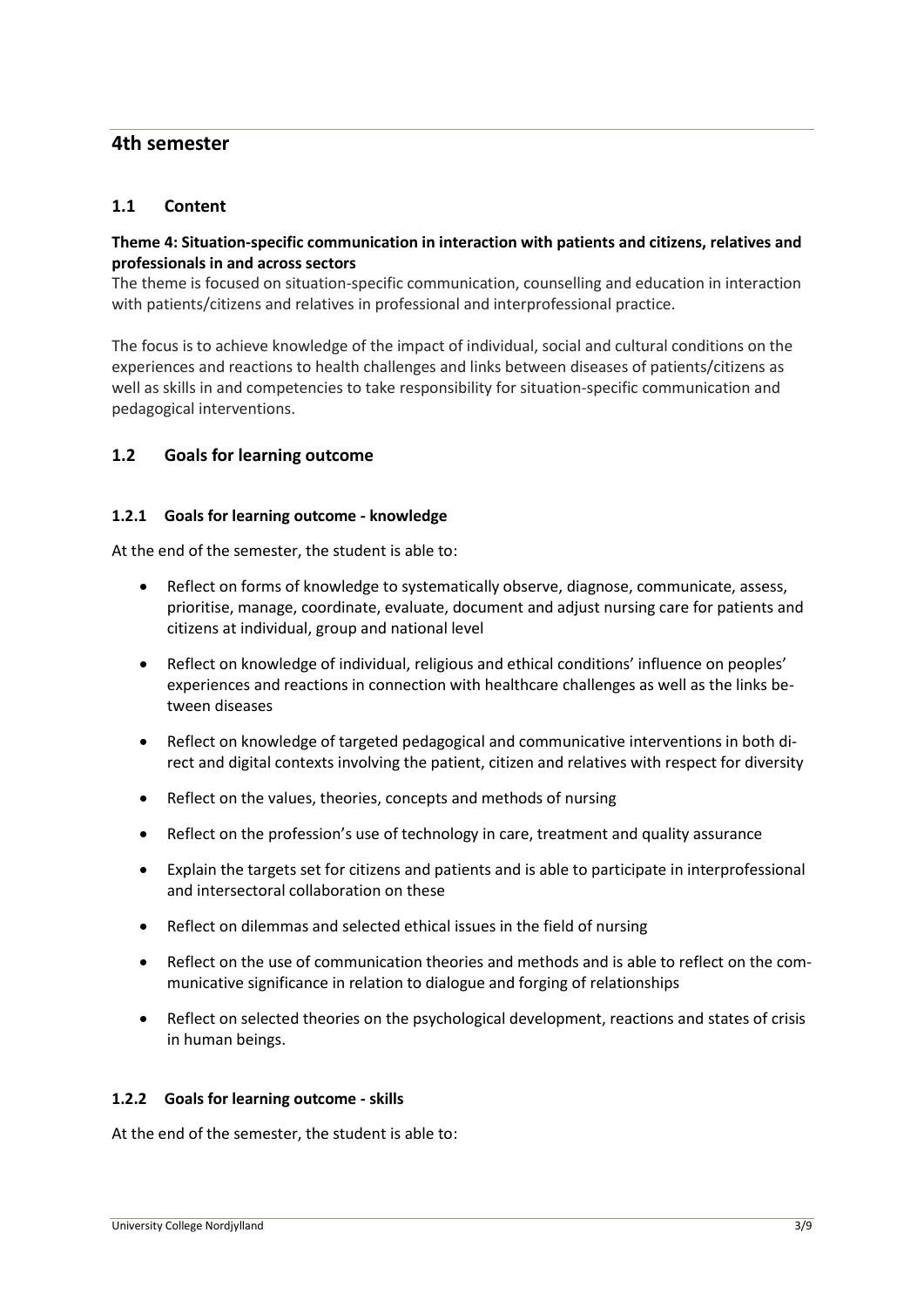## 4th semester

### 1.1 Content

**Theme 4: Situation-specific communication in interaction with patients and citizens, relatives and professionals in and across sectors**

The theme is focused on situation-specific communication, counselling and education in interaction with patients/citizens and relatives in professional and interprofessional practice.

The focus is to achieve knowledge of the impact of individual, social and cultural conditions on the experiences and reactions to health challenges and links between diseases of patients/citizens as well as skills in and competencies to take responsibility for situation-specific communication and pedagogical interventions.

### 1.2 Goals for learning outcome

#### 1.2.1 Goals for learning outcome - knowledge

At the end of the semester, the student is able to:

- Reflect on forms of knowledge to systematically observe, diagnose, communicate, assess, prioritise, manage, coordinate, evaluate, document and adjust nursing care for patients and citizens at individual, group and national level
- Reflect on knowledge of individual, religious and ethical conditions' influence on peoples' experiences and reactions in connection with healthcare challenges as well as the links between diseases
- Reflect on knowledge of targeted pedagogical and communicative interventions in both direct and digital contexts involving the patient, citizen and relatives with respect for diversity
- Reflect on the values, theories, concepts and methods of nursing
- Reflect on the profession's use of technology in care, treatment and quality assurance
- Explain the targets set for citizens and patients and is able to participate in interprofessional and intersectoral collaboration on these
- Reflect on dilemmas and selected ethical issues in the field of nursing
- Reflect on the use of communication theories and methods and is able to reflect on the communicative significance in relation to dialogue and forging of relationships
- Reflect on selected theories on the psychological development, reactions and states of crisis in human beings.

#### 1.2.2 Goals for learning outcome - skills

At the end of the semester, the student is able to: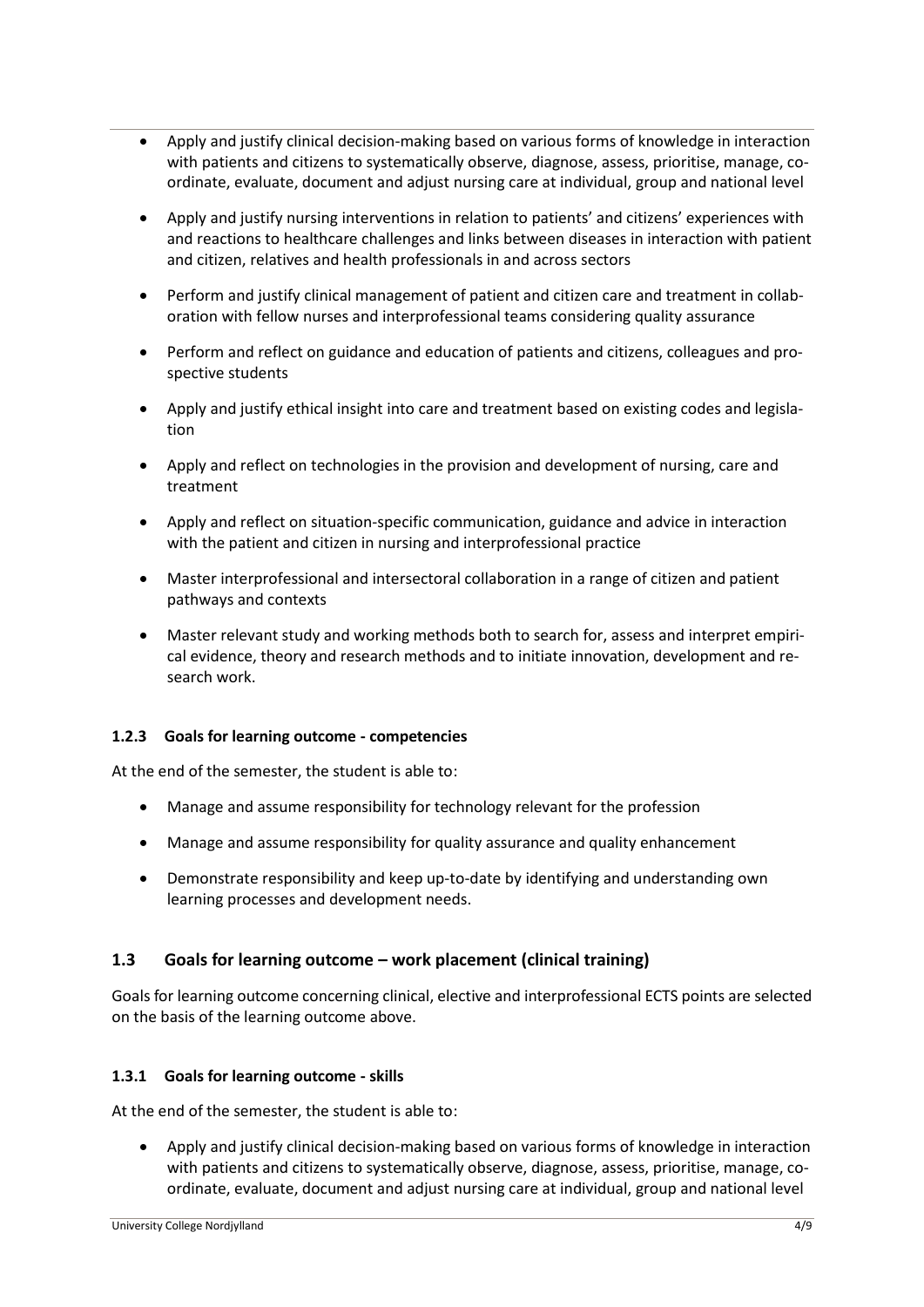- Apply and justify clinical decision-making based on various forms of knowledge in interaction with patients and citizens to systematically observe, diagnose, assess, prioritise, manage, coordinate, evaluate, document and adjust nursing care at individual, group and national level
- Apply and justify nursing interventions in relation to patients' and citizens' experiences with and reactions to healthcare challenges and links between diseases in interaction with patient and citizen, relatives and health professionals in and across sectors
- Perform and justify clinical management of patient and citizen care and treatment in collaboration with fellow nurses and interprofessional teams considering quality assurance
- Perform and reflect on guidance and education of patients and citizens, colleagues and prospective students
- Apply and justify ethical insight into care and treatment based on existing codes and legislation
- Apply and reflect on technologies in the provision and development of nursing, care and treatment
- Apply and reflect on situation-specific communication, guidance and advice in interaction with the patient and citizen in nursing and interprofessional practice
- Master interprofessional and intersectoral collaboration in a range of citizen and patient pathways and contexts
- Master relevant study and working methods both to search for, assess and interpret empirical evidence, theory and research methods and to initiate innovation, development and research work.

#### 1.2.3 Goals for learning outcome - competencies

At the end of the semester, the student is able to:

- Manage and assume responsibility for technology relevant for the profession
- Manage and assume responsibility for quality assurance and quality enhancement
- Demonstrate responsibility and keep up-to-date by identifying and understanding own learning processes and development needs.

### 1.3 Goals for learning outcome – work placement (clinical training)

Goals for learning outcome concerning clinical, elective and interprofessional ECTS points are selected on the basis of the learning outcome above.

#### 1.3.1 Goals for learning outcome - skills

At the end of the semester, the student is able to:

- Apply and justify clinical decision-making based on various forms of knowledge in interaction with patients and citizens to systematically observe, diagnose, assess, prioritise, manage, coordinate, evaluate, document and adjust nursing care at individual, group and national level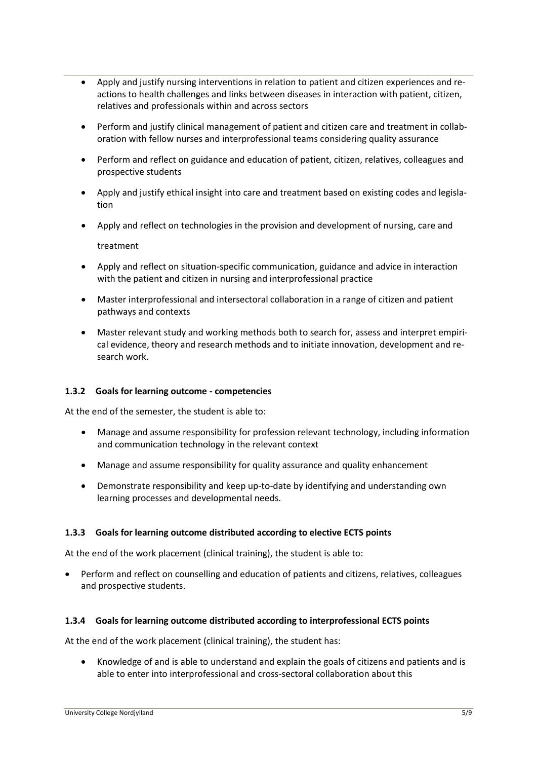- Apply and justify nursing interventions in relation to patient and citizen experiences and reactions to health challenges and links between diseases in interaction with patient, citizen, relatives and professionals within and across sectors
- Perform and justify clinical management of patient and citizen care and treatment in collaboration with fellow nurses and interprofessional teams considering quality assurance
- Perform and reflect on guidance and education of patient, citizen, relatives, colleagues and prospective students
- Apply and justify ethical insight into care and treatment based on existing codes and legislation
- Apply and reflect on technologies in the provision and development of nursing, care and treatment
- Apply and reflect on situation-specific communication, guidance and advice in interaction with the patient and citizen in nursing and interprofessional practice
- Master interprofessional and intersectoral collaboration in a range of citizen and patient pathways and contexts
- Master relevant study and working methods both to search for, assess and interpret empirical evidence, theory and research methods and to initiate innovation, development and research work.

### 1.3.2 Goals for learning outcome - competencies

At the end of the semester, the student is able to:

- Manage and assume responsibility for profession relevant technology, including information and communication technology in the relevant context
- Manage and assume responsibility for quality assurance and quality enhancement
- Demonstrate responsibility and keep up-to-date by identifying and understanding own learning processes and developmental needs.

### 1.3.3 Goals for learning outcome distributed according to elective ECTS points

At the end of the work placement (clinical training), the student is able to:

- Perform and reflect on counselling and education of patients and citizens, relatives, colleagues and prospective students.

### 1.3.4 Goals for learning outcome distributed according to interprofessional ECTS points

At the end of the work placement (clinical training), the student has:

- Knowledge of and is able to understand and explain the goals of citizens and patients and is able to enter into interprofessional and cross-sectoral collaboration about this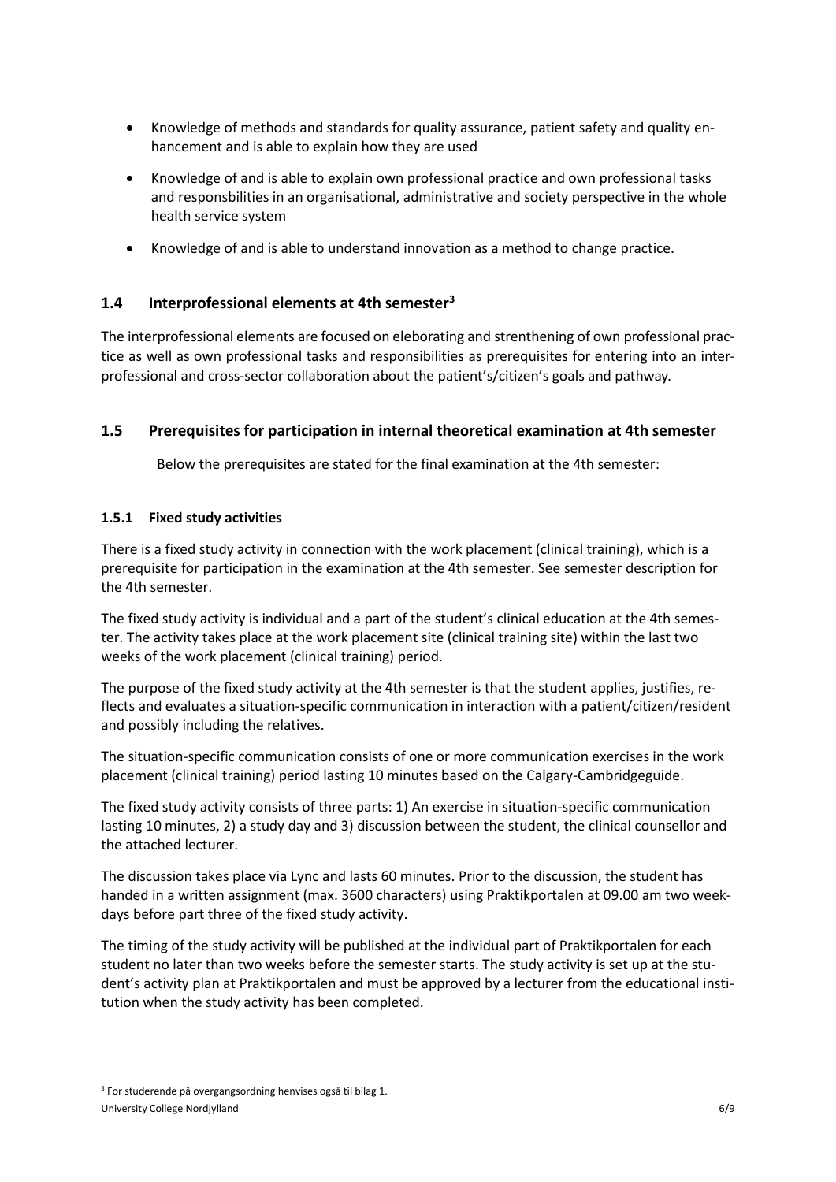- Knowledge of methods and standards for quality assurance, patient safety and quality enhancement and is able to explain how they are used
- Knowledge of and is able to explain own professional practice and own professional tasks and responsbilities in an organisational, administrative and society perspective in the whole health service system
- Knowledge of and is able to understand innovation as a method to change practice.

## 1.4 Interprofessional elements at 4th semester[3]

The interprofessional elements are focused on eleborating and strenthening of own professional practice as well as own professional tasks and responsibilities as prerequisites for entering into an interprofessional and cross-sector collaboration about the patient's/citizen's goals and pathway.

## 1.5 Prerequisites for participation in internal theoretical examination at 4th semester

Below the prerequisites are stated for the final examination at the 4th semester:

### 1.5.1 Fixed study activities

There is a fixed study activity in connection with the work placement (clinical training), which is a prerequisite for participation in the examination at the 4th semester. See semester description for the 4th semester.

The fixed study activity is individual and a part of the student's clinical education at the 4th semester. The activity takes place at the work placement site (clinical training site) within the last two weeks of the work placement (clinical training) period.

The purpose of the fixed study activity at the 4th semester is that the student applies, justifies, reflects and evaluates a situation-specific communication in interaction with a patient/citizen/resident and possibly including the relatives.

The situation-specific communication consists of one or more communication exercises in the work placement (clinical training) period lasting 10 minutes based on the Calgary-Cambridgeguide.

The fixed study activity consists of three parts: 1) An exercise in situation-specific communication lasting 10 minutes, 2) a study day and 3) discussion between the student, the clinical counsellor and the attached lecturer.

The discussion takes place via Lync and lasts 60 minutes. Prior to the discussion, the student has handed in a written assignment (max. 3600 characters) using Praktikportalen at 09.00 am two weekdays before part three of the fixed study activity.

The timing of the study activity will be published at the individual part of Praktikportalen for each student no later than two weeks before the semester starts. The study activity is set up at the student's activity plan at Praktikportalen and must be approved by a lecturer from the educational institution when the study activity has been completed.

[3] For studerende på overgangsordning henvises også til bilag 1.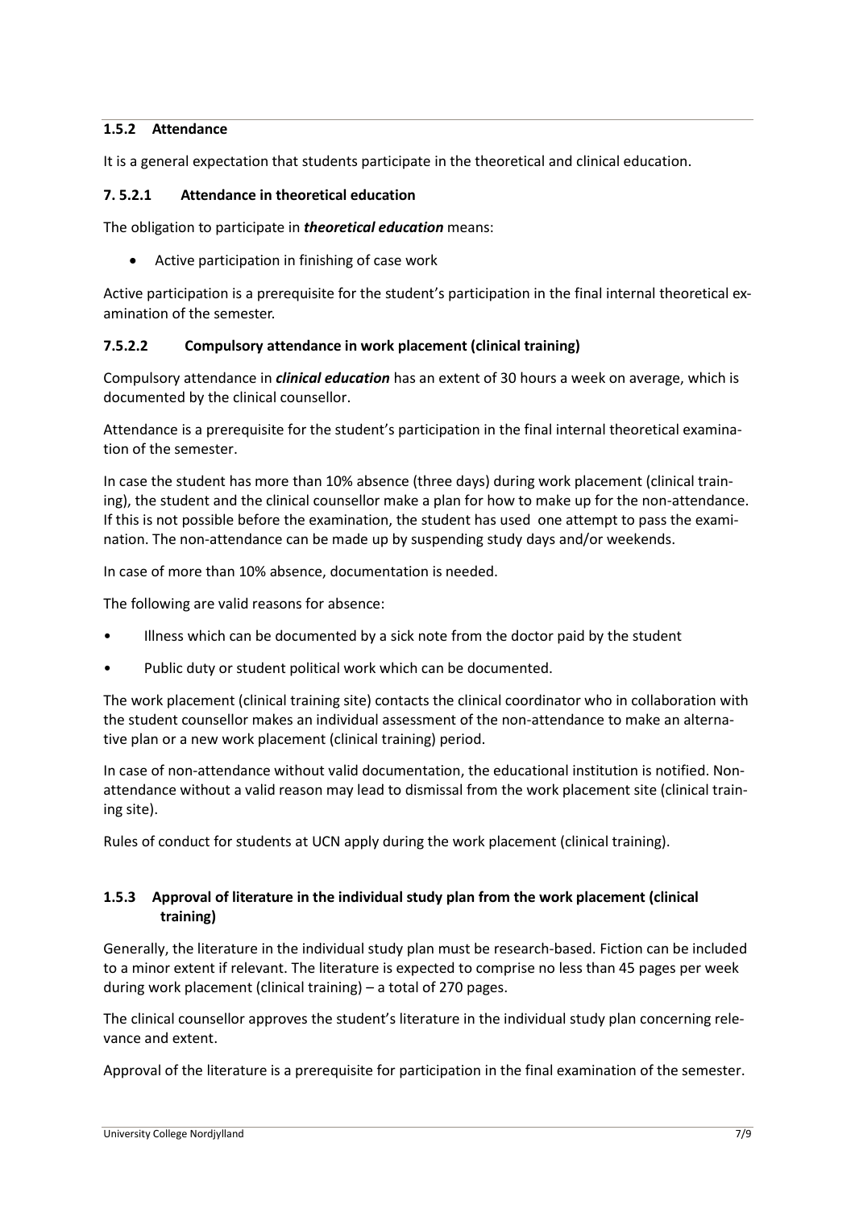### 1.5.2 Attendance

It is a general expectation that students participate in the theoretical and clinical education.

#### 7. 5.2.1 Attendance in theoretical education

The obligation to participate in ***theoretical education*** means:

- Active participation in finishing of case work

Active participation is a prerequisite for the student's participation in the final internal theoretical examination of the semester.

#### 7.5.2.2 Compulsory attendance in work placement (clinical training)

Compulsory attendance in ***clinical education*** has an extent of 30 hours a week on average, which is documented by the clinical counsellor.

Attendance is a prerequisite for the student's participation in the final internal theoretical examination of the semester.

In case the student has more than 10% absence (three days) during work placement (clinical training), the student and the clinical counsellor make a plan for how to make up for the non-attendance. If this is not possible before the examination, the student has used one attempt to pass the examination. The non-attendance can be made up by suspending study days and/or weekends.

In case of more than 10% absence, documentation is needed.

The following are valid reasons for absence:

- Illness which can be documented by a sick note from the doctor paid by the student
- Public duty or student political work which can be documented.

The work placement (clinical training site) contacts the clinical coordinator who in collaboration with the student counsellor makes an individual assessment of the non-attendance to make an alternative plan or a new work placement (clinical training) period.

In case of non-attendance without valid documentation, the educational institution is notified. Non-attendance without a valid reason may lead to dismissal from the work placement site (clinical training site).

Rules of conduct for students at UCN apply during the work placement (clinical training).

### 1.5.3 Approval of literature in the individual study plan from the work placement (clinical training)

Generally, the literature in the individual study plan must be research-based. Fiction can be included to a minor extent if relevant. The literature is expected to comprise no less than 45 pages per week during work placement (clinical training) – a total of 270 pages.

The clinical counsellor approves the student's literature in the individual study plan concerning relevance and extent.

Approval of the literature is a prerequisite for participation in the final examination of the semester.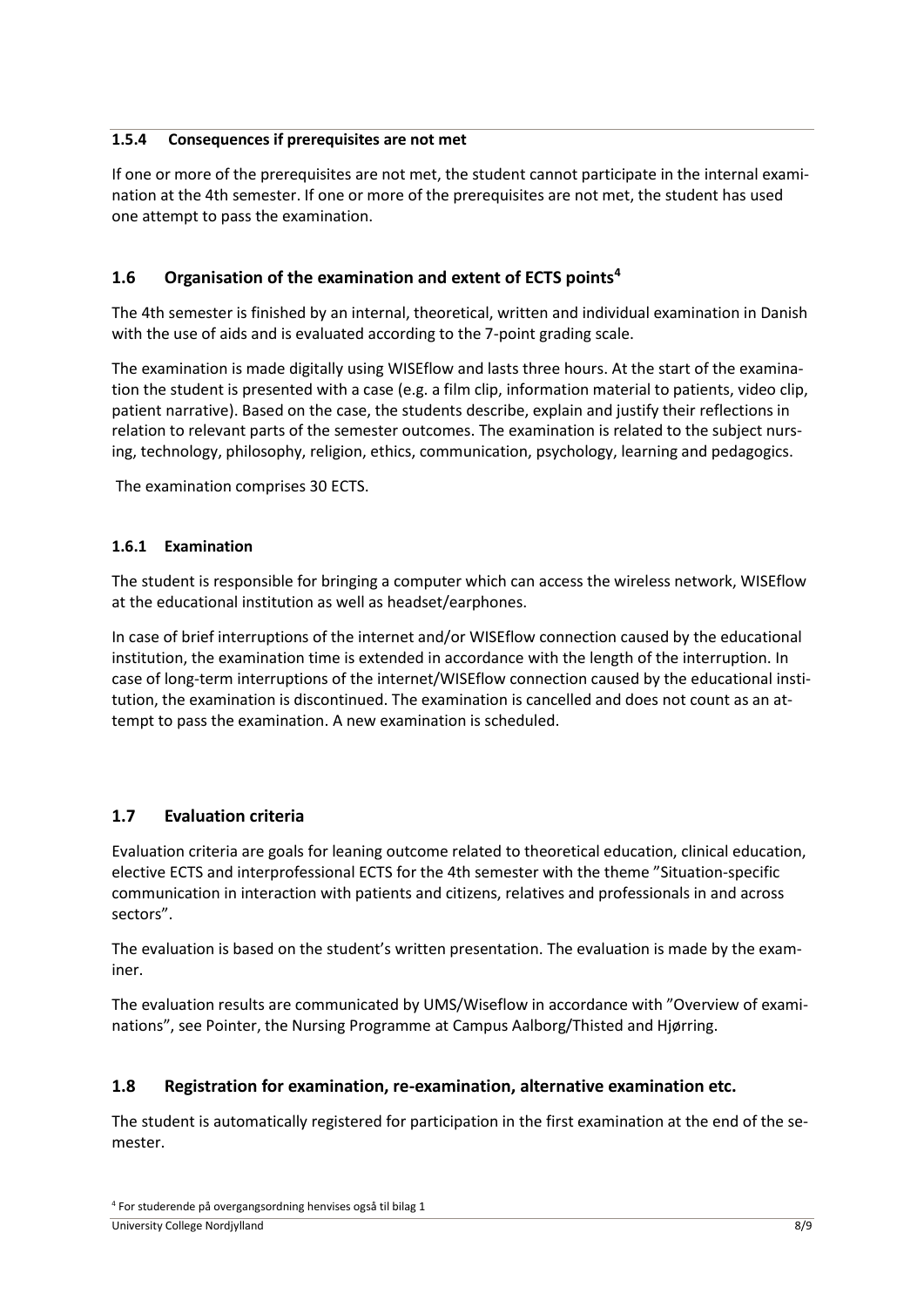### 1.5.4 Consequences if prerequisites are not met

If one or more of the prerequisites are not met, the student cannot participate in the internal examination at the 4th semester. If one or more of the prerequisites are not met, the student has used one attempt to pass the examination.

## 1.6 Organisation of the examination and extent of ECTS points[4]

The 4th semester is finished by an internal, theoretical, written and individual examination in Danish with the use of aids and is evaluated according to the 7-point grading scale.

The examination is made digitally using WISEflow and lasts three hours. At the start of the examination the student is presented with a case (e.g. a film clip, information material to patients, video clip, patient narrative). Based on the case, the students describe, explain and justify their reflections in relation to relevant parts of the semester outcomes. The examination is related to the subject nursing, technology, philosophy, religion, ethics, communication, psychology, learning and pedagogics.

The examination comprises 30 ECTS.

### 1.6.1 Examination

The student is responsible for bringing a computer which can access the wireless network, WISEflow at the educational institution as well as headset/earphones.

In case of brief interruptions of the internet and/or WISEflow connection caused by the educational institution, the examination time is extended in accordance with the length of the interruption. In case of long-term interruptions of the internet/WISEflow connection caused by the educational institution, the examination is discontinued. The examination is cancelled and does not count as an attempt to pass the examination. A new examination is scheduled.

## 1.7 Evaluation criteria

Evaluation criteria are goals for leaning outcome related to theoretical education, clinical education, elective ECTS and interprofessional ECTS for the 4th semester with the theme "Situation-specific communication in interaction with patients and citizens, relatives and professionals in and across sectors".

The evaluation is based on the student's written presentation. The evaluation is made by the examiner.

The evaluation results are communicated by UMS/Wiseflow in accordance with "Overview of examinations", see Pointer, the Nursing Programme at Campus Aalborg/Thisted and Hjørring.

## 1.8 Registration for examination, re-examination, alternative examination etc.

The student is automatically registered for participation in the first examination at the end of the semester.

[4] For studerende på overgangsordning henvises også til bilag 1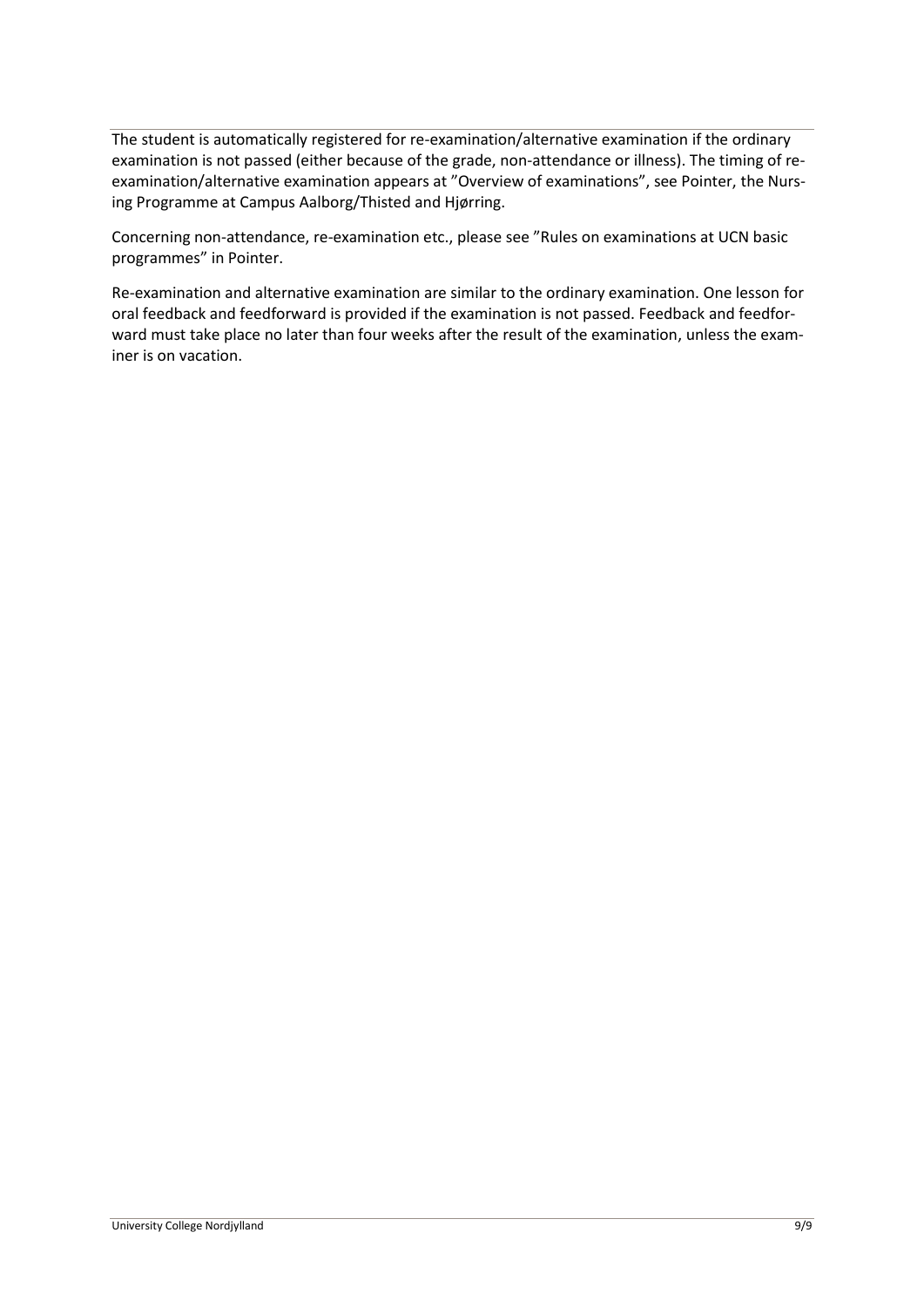The student is automatically registered for re-examination/alternative examination if the ordinary examination is not passed (either because of the grade, non-attendance or illness). The timing of re-examination/alternative examination appears at ”Overview of examinations”, see Pointer, the Nursing Programme at Campus Aalborg/Thisted and Hjørring.

Concerning non-attendance, re-examination etc., please see ”Rules on examinations at UCN basic programmes” in Pointer.

Re-examination and alternative examination are similar to the ordinary examination. One lesson for oral feedback and feedforward is provided if the examination is not passed. Feedback and feedforward must take place no later than four weeks after the result of the examination, unless the examiner is on vacation.